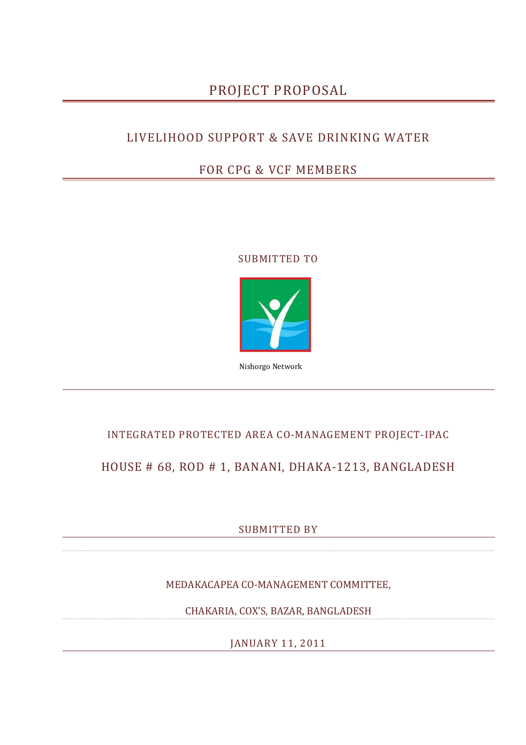# PROJECT PROPOSAL

## LIVELIHOOD SUPPORT & SAVE DRINKING WATER

## FOR CPG & VCF MEMBERS

SUBMITTED TO

Nishorgo Network

INTEGRATED PROTECTED AREA CO-MANAGEMENT PROJECT-IPAC

HOUSE # 68, ROD # 1, BANANI, DHAKA-1213, BANGLADESH

SUBMITTED BY

MEDAKACAPEA CO-MANAGEMENT COMMITTEE,

CHAKARIA, COX'S, BAZAR, BANGLADESH

JANUARY 11, 2011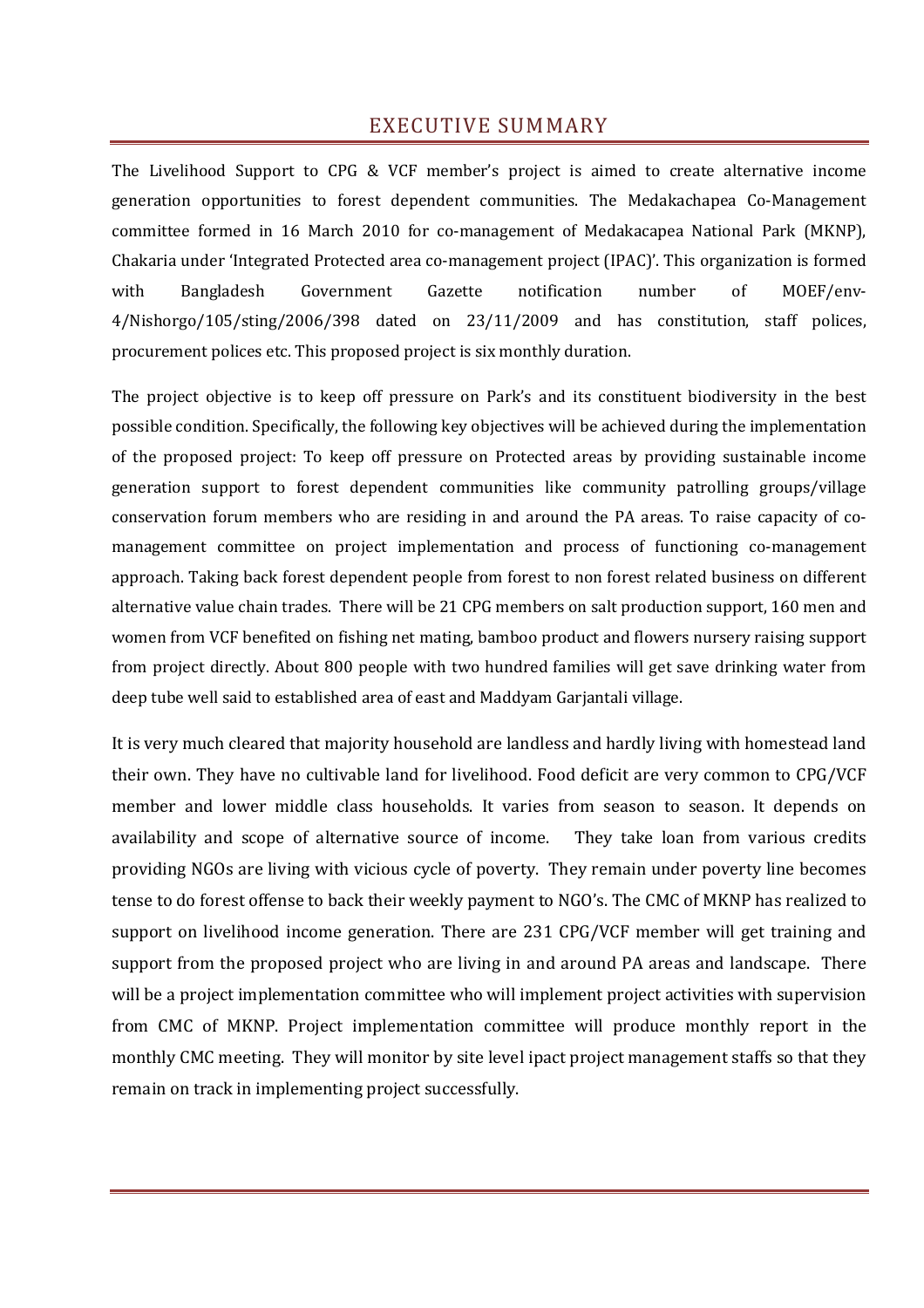# EXECUTIVE SUMMARY

The Livelihood Support to CPG & VCF member's project is aimed to create alternative income generation opportunities to forest dependent communities. The Medakachapea Co-Management committee formed in 16 March 2010 for co-management of Medakacapea National Park (MKNP), Chakaria under 'Integrated Protected area co-management project (IPAC)'. This organization is formed with Bangladesh Government Gazette notification number of MOEF/env-4/Nishorgo/105/sting/2006/398 dated on 23/11/2009 and has constitution, staff polices, procurement polices etc. This proposed project is six monthly duration.

The project objective is to keep off pressure on Park's and its constituent biodiversity in the best possible condition. Specifically, the following key objectives will be achieved during the implementation of the proposed project: To keep off pressure on Protected areas by providing sustainable income generation support to forest dependent communities like community patrolling groups/village conservation forum members who are residing in and around the PA areas. To raise capacity of co-management committee on project implementation and process of functioning co-management approach. Taking back forest dependent people from forest to non forest related business on different alternative value chain trades. There will be 21 CPG members on salt production support, 160 men and women from VCF benefited on fishing net mating, bamboo product and flowers nursery raising support from project directly. About 800 people with two hundred families will get save drinking water from deep tube well said to established area of east and Maddyam Garjantali village.

It is very much cleared that majority household are landless and hardly living with homestead land their own. They have no cultivable land for livelihood. Food deficit are very common to CPG/VCF member and lower middle class households. It varies from season to season. It depends on availability and scope of alternative source of income. They take loan from various credits providing NGOs are living with vicious cycle of poverty. They remain under poverty line becomes tense to do forest offense to back their weekly payment to NGO's. The CMC of MKNP has realized to support on livelihood income generation. There are 231 CPG/VCF member will get training and support from the proposed project who are living in and around PA areas and landscape. There will be a project implementation committee who will implement project activities with supervision from CMC of MKNP. Project implementation committee will produce monthly report in the monthly CMC meeting. They will monitor by site level ipact project management staffs so that they remain on track in implementing project successfully.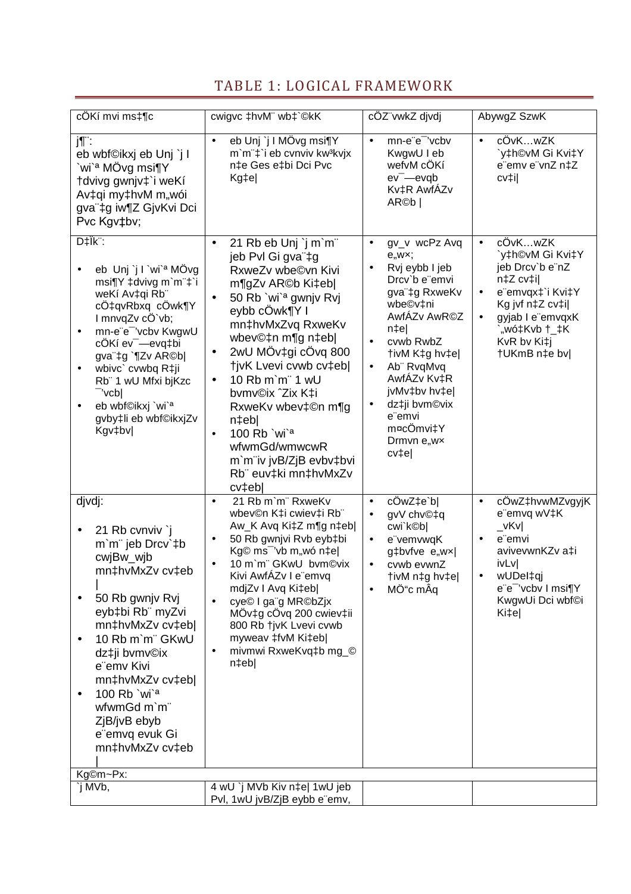## TABLE 1: LOGICAL FRAMEWORK

| cÖKí mvi ms‡¶c | cwigvc ‡hvM¨ wb‡`©kK | cÖZ¨vwkZ djvdj | AbywgZ SzwK |
|---|---|---|---|
| j¶¨:<br>eb wbf©ikxj eb Unj `j I `wi`ª MÖvg msi¶Y †dvivg gwnjv‡`i weKí Av‡qi my‡hvM m„wói gva¨‡g iw¶Z GjvKvi Dci Pvc Kgv‡bv; | • eb Unj `j I MÖvg msi¶Y m`m¨‡`i eb cvnviv kw³kvjx n‡e Ges e‡bi Dci Pvc Kg‡e\| | • mn-e¨e¯'vcbv KwgwU I eb wefvM cÖKí ev¯—evqb Kv‡R AwfÁZv AR©b \| | • cÖvK…wZK `y‡h©vM Gi Kvi‡Y e¨emv e¨vnZ n‡Z cv‡i\| |
| D‡Ïk¨:<br>• eb Unj `j I `wi`ª MÖvg msi¶Y ‡dvivg m`m¨‡`i weKí Av‡qi Rb¨ cÖ‡qvRbxq cÖwk¶Y I mnvqZv cÖ`vb;<br>• mn-e¨e¯'vcbv KwgwU cÖKí ev¯—evq‡bi gva¨‡g `¶Zv AR©b\|<br>• wbivc` cvwbq R‡ji Rb¨ 1 wU Mfxi bjKzc ¯'vcb\|<br>• eb wbf©ikxj `wi`ª gvby‡li eb wbf©ikxjZv Kgv‡bv\| | • 21 Rb eb Unj `j m`m¨ jeb Pvl Gi gva¨‡g RxweZv wbe©vn Kivi m¶gZv AR©b Ki‡eb\|<br>• 50 Rb `wi`ª gwnjv Rvj eybb cÖwk¶Y I mn‡hvMxZvq RxweKv wbev©‡n m¶g n‡eb\|<br>• 2wU MÖv‡gi cÖvq 800 †jvK Lvevi cvwb cv‡eb\|<br>• 10 Rb m`m¨ 1 wU bvmv©ix ˆZix K‡i RxweKv wbev‡©n m¶g n‡eb\|<br>• 100 Rb `wi`ª wfwmGd/wmwcwR m`m¨iv jvB/ZjB evbv‡bvi Rb¨ euv‡ki mn‡hvMxZv cv‡eb\| | • gv_v wcPz Avq e„w×;<br>• Rvj eybb I jeb Drcv`b e¨emvi gva¨‡g RxweKv wbe©v‡ni AwfÁZv AwR©Z n‡e\|<br>• cvwb RwbZ †ivM K‡g hv‡e\|<br>• Ab¨ RvqMvq AwfÁZv Kv‡R jvMv‡bv hv‡e\|<br>• dz‡ji bvm©vix e¨emvi m¤cÖmvi‡Y Drmvn e„w× cv‡e\| | • cÖvK…wZK `y‡h©vM Gi Kvi‡Y jeb Drcv`b e¨nZ n‡Z cv‡i\|<br>• e¨emvqx‡`i Kvi‡Y Kg jvf n‡Z cv‡i\|<br>• gyjab I e¨emvqxK `„wó‡Kvb †_‡K KvR bv Ki‡j †UKmB n‡e bv\| |
| djvdj:<br>• 21 Rb cvnviv `j m`m¨ jeb Drcv`‡b cwjBw_wjb mn‡hvMxZv cv‡eb \|<br>• 50 Rb gwnjv Rvj eyb‡bi Rb¨ myZvi mn‡hvMxZv cv‡eb\|<br>• 10 Rb m`m¨ GKwU dz‡ji bvmv©ix e¨emv Kivi mn‡hvMxZv cv‡eb\|<br>• 100 Rb `wi`ª wfwmGd m`m¨ ZjB/jvB ebyb e¨emvq evuk Gi mn‡hvMxZv cv‡eb \| | • 21 Rb m`m¨ RxweKv wbev©n K‡i cwiev‡ii Rb¨ Aw_K Avq Ki‡Z m¶g n‡eb\|<br>• 50 Rb gwnjvi Rvb eyb‡bi Kg© ms¯'vb m„wó n‡e\|<br>• 10 m`m¨ GKwU bvm©vix Kivi AwfÁZv I e¨emvq mdjZv I Avq Ki‡eb\|<br>• cye© I ga¨g MR©bZjx MÖv‡g cÖvq 200 cwiev‡ii 800 Rb †jvK Lvevi cvwb myweav ‡fvM Ki‡eb\|<br>• mivmwi RxweKvq‡b mg_© n‡eb\| | • cÖwZ‡e`b\|<br>• gvV chv©‡q cwi`k©b\|<br>• e¨vemvwqK g‡bvfve e„w×\|<br>• cvwb evwnZ †ivM n‡g hv‡e\|<br>• MÖ"c mÂq | • cÖwZ‡hvwMZvgyjK e¨emvq wV‡K _vKv\|<br>• e¨emvi avivevwnKZv a‡i ivLv\|<br>• wUDeI‡qj e¨e¯'vcbv I msi¶Y KwgwUi Dci wbf©i Ki‡e\| |
| Kg©m~Px: | | | |
| `j MVb, | 4 wU `j MVb Kiv n‡e\| 1wU jeb Pvl, 1wU jvB/ZjB eybb e¨emv, | | |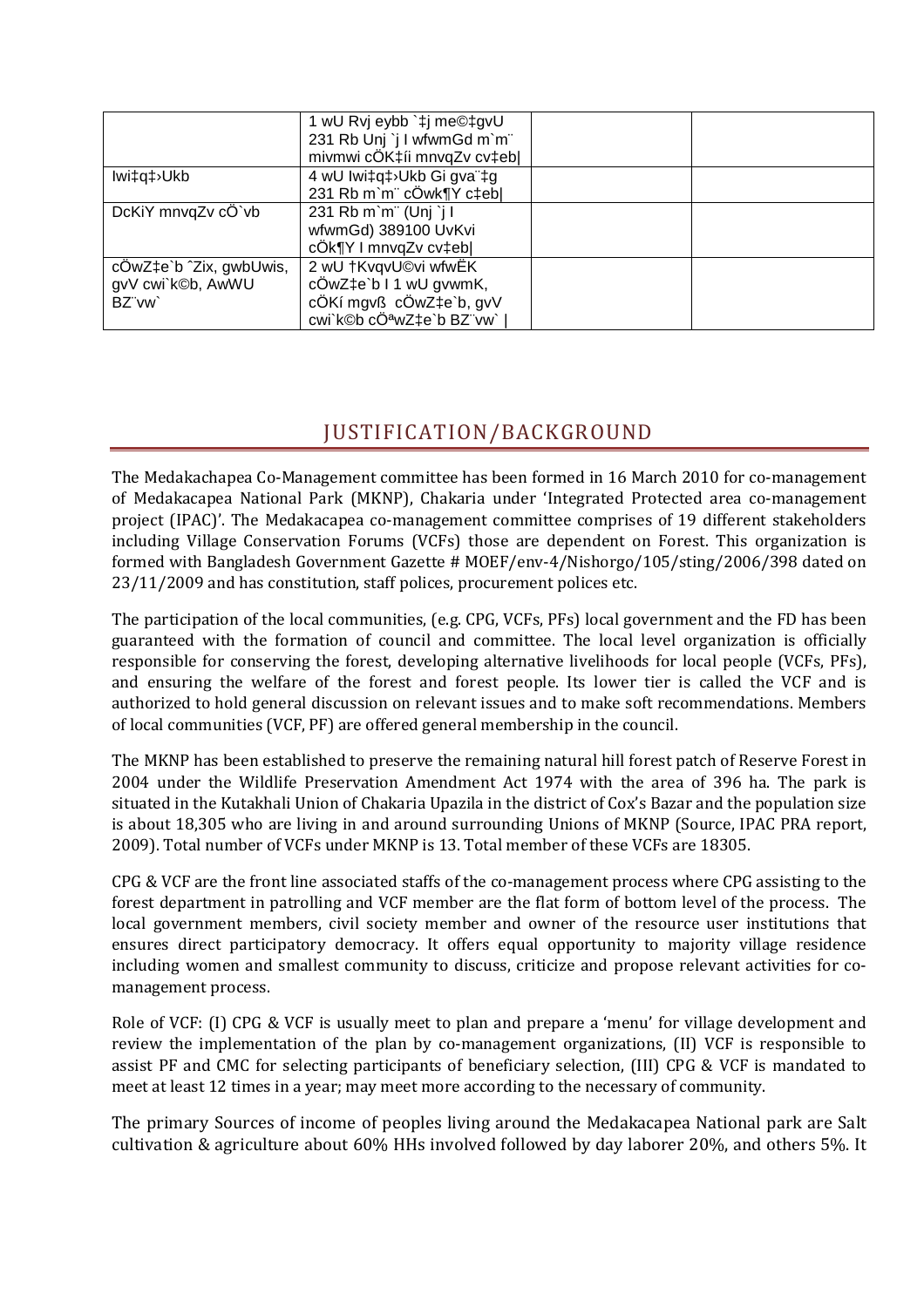| | 1 wU Rvj eybb `‡j me©‡gvU 231 Rb Unj `j I wfwmGd m`m¨ mivmwi cÖK‡íi mnvqZv cv‡eb| | | |
|---|---|---|---|
| Iwi‡q‡›Ukb | 4 wU Iwi‡q‡›Ukb Gi gva¨‡g 231 Rb m`m¨ cÖwk¶Y c‡eb| | | |
| DcKiY mnvqZv cÖ`vb | 231 Rb m`m¨ (Unj `j I wfwmGd) 389100 UvKvi cÖk¶Y I mnvqZv cv‡eb| | | |
| cÖwZ‡e`b ˆZix, gwbUwis, gvV cwi`k©b, AwWU BZ¨vw` | 2 wU †KvqvU©vi wfwËK cÖwZ‡e`b I 1 wU gvwmK, cÖKí mgvß cÖwZ‡e`b, gvV cwi`k©b cÖªwZ‡e`b BZ¨vw` | | | |

## JUSTIFICATION/BACKGROUND

The Medakachapea Co-Management committee has been formed in 16 March 2010 for co-management of Medakacapea National Park (MKNP), Chakaria under 'Integrated Protected area co-management project (IPAC)'. The Medakacapea co-management committee comprises of 19 different stakeholders including Village Conservation Forums (VCFs) those are dependent on Forest. This organization is formed with Bangladesh Government Gazette # MOEF/env-4/Nishorgo/105/sting/2006/398 dated on 23/11/2009 and has constitution, staff polices, procurement polices etc.

The participation of the local communities, (e.g. CPG, VCFs, PFs) local government and the FD has been guaranteed with the formation of council and committee. The local level organization is officially responsible for conserving the forest, developing alternative livelihoods for local people (VCFs, PFs), and ensuring the welfare of the forest and forest people. Its lower tier is called the VCF and is authorized to hold general discussion on relevant issues and to make soft recommendations. Members of local communities (VCF, PF) are offered general membership in the council.

The MKNP has been established to preserve the remaining natural hill forest patch of Reserve Forest in 2004 under the Wildlife Preservation Amendment Act 1974 with the area of 396 ha. The park is situated in the Kutakhali Union of Chakaria Upazila in the district of Cox's Bazar and the population size is about 18,305 who are living in and around surrounding Unions of MKNP (Source, IPAC PRA report, 2009). Total number of VCFs under MKNP is 13. Total member of these VCFs are 18305.

CPG & VCF are the front line associated staffs of the co-management process where CPG assisting to the forest department in patrolling and VCF member are the flat form of bottom level of the process. The local government members, civil society member and owner of the resource user institutions that ensures direct participatory democracy. It offers equal opportunity to majority village residence including women and smallest community to discuss, criticize and propose relevant activities for co-management process.

Role of VCF: (I) CPG & VCF is usually meet to plan and prepare a 'menu' for village development and review the implementation of the plan by co-management organizations, (II) VCF is responsible to assist PF and CMC for selecting participants of beneficiary selection, (III) CPG & VCF is mandated to meet at least 12 times in a year; may meet more according to the necessary of community.

The primary Sources of income of peoples living around the Medakacapea National park are Salt cultivation & agriculture about 60% HHs involved followed by day laborer 20%, and others 5%. It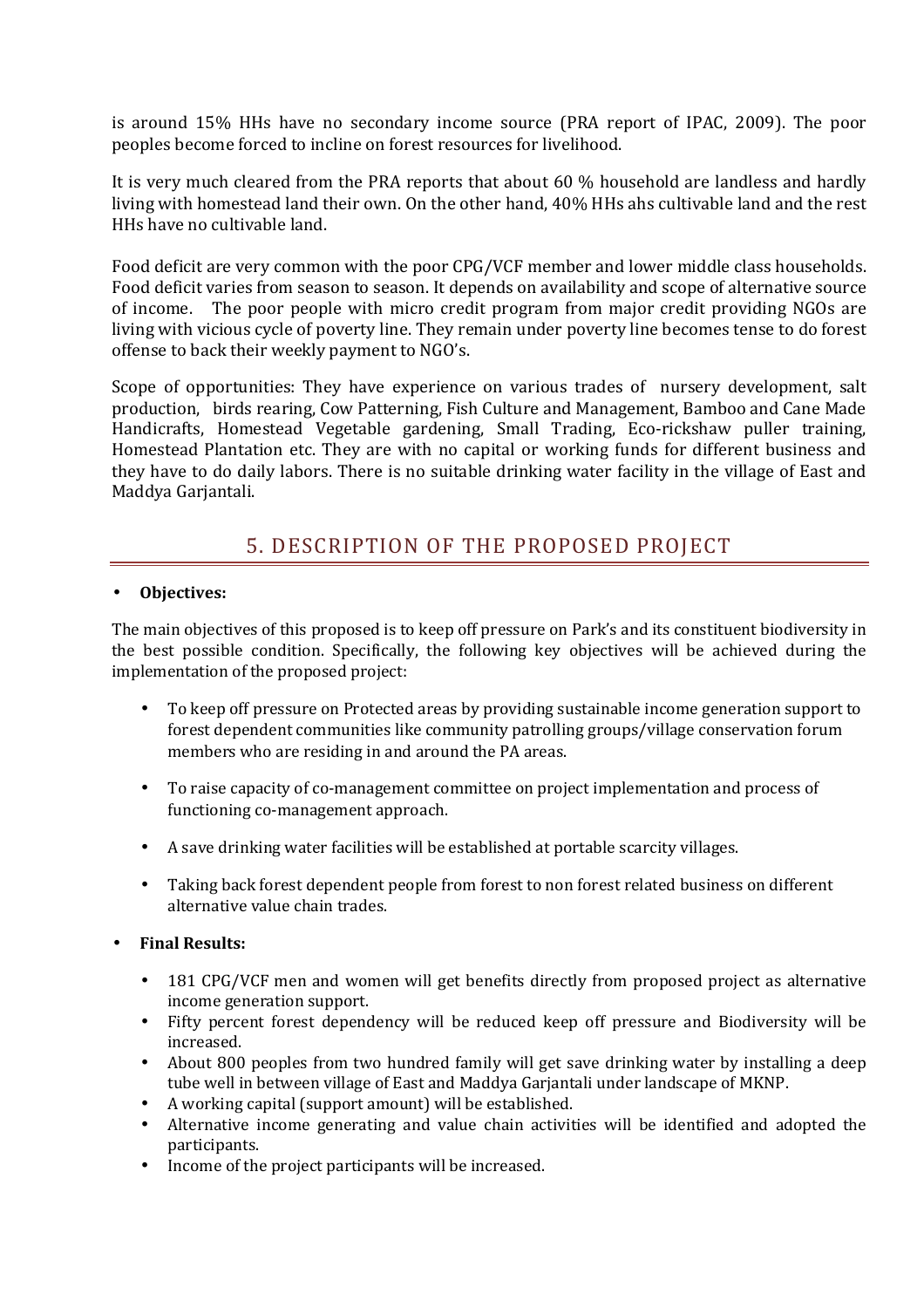is around 15% HHs have no secondary income source (PRA report of IPAC, 2009). The poor peoples become forced to incline on forest resources for livelihood.

It is very much cleared from the PRA reports that about 60 % household are landless and hardly living with homestead land their own. On the other hand, 40% HHs ahs cultivable land and the rest HHs have no cultivable land.

Food deficit are very common with the poor CPG/VCF member and lower middle class households. Food deficit varies from season to season. It depends on availability and scope of alternative source of income. The poor people with micro credit program from major credit providing NGOs are living with vicious cycle of poverty line. They remain under poverty line becomes tense to do forest offense to back their weekly payment to NGO's.

Scope of opportunities: They have experience on various trades of nursery development, salt production, birds rearing, Cow Patterning, Fish Culture and Management, Bamboo and Cane Made Handicrafts, Homestead Vegetable gardening, Small Trading, Eco-rickshaw puller training, Homestead Plantation etc. They are with no capital or working funds for different business and they have to do daily labors. There is no suitable drinking water facility in the village of East and Maddya Garjantali.

## 5. DESCRIPTION OF THE PROPOSED PROJECT

- **Objectives:**

The main objectives of this proposed is to keep off pressure on Park's and its constituent biodiversity in the best possible condition. Specifically, the following key objectives will be achieved during the implementation of the proposed project:

- To keep off pressure on Protected areas by providing sustainable income generation support to forest dependent communities like community patrolling groups/village conservation forum members who are residing in and around the PA areas.
- To raise capacity of co-management committee on project implementation and process of functioning co-management approach.
- A save drinking water facilities will be established at portable scarcity villages.
- Taking back forest dependent people from forest to non forest related business on different alternative value chain trades.

- **Final Results:**
  - 181 CPG/VCF men and women will get benefits directly from proposed project as alternative income generation support.
  - Fifty percent forest dependency will be reduced keep off pressure and Biodiversity will be increased.
  - About 800 peoples from two hundred family will get save drinking water by installing a deep tube well in between village of East and Maddya Garjantali under landscape of MKNP.
  - A working capital (support amount) will be established.
  - Alternative income generating and value chain activities will be identified and adopted the participants.
  - Income of the project participants will be increased.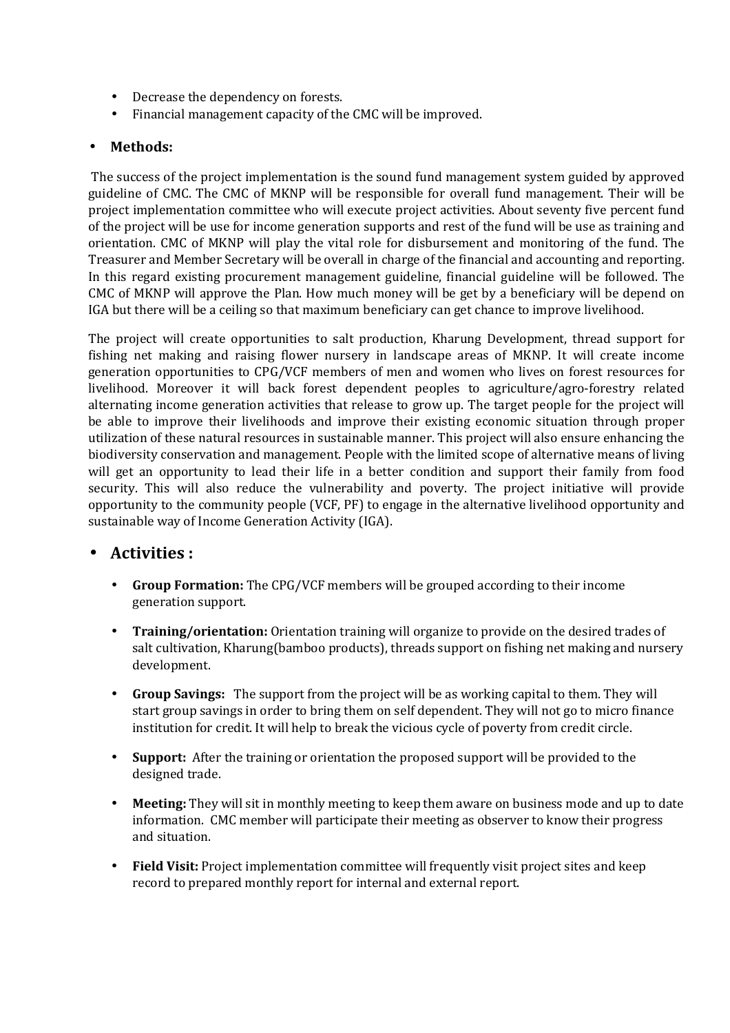- Decrease the dependency on forests.
- Financial management capacity of the CMC will be improved.

- **Methods:**

The success of the project implementation is the sound fund management system guided by approved guideline of CMC. The CMC of MKNP will be responsible for overall fund management. Their will be project implementation committee who will execute project activities. About seventy five percent fund of the project will be use for income generation supports and rest of the fund will be use as training and orientation. CMC of MKNP will play the vital role for disbursement and monitoring of the fund. The Treasurer and Member Secretary will be overall in charge of the financial and accounting and reporting. In this regard existing procurement management guideline, financial guideline will be followed. The CMC of MKNP will approve the Plan. How much money will be get by a beneficiary will be depend on IGA but there will be a ceiling so that maximum beneficiary can get chance to improve livelihood.

The project will create opportunities to salt production, Kharung Development, thread support for fishing net making and raising flower nursery in landscape areas of MKNP. It will create income generation opportunities to CPG/VCF members of men and women who lives on forest resources for livelihood. Moreover it will back forest dependent peoples to agriculture/agro-forestry related alternating income generation activities that release to grow up. The target people for the project will be able to improve their livelihoods and improve their existing economic situation through proper utilization of these natural resources in sustainable manner. This project will also ensure enhancing the biodiversity conservation and management. People with the limited scope of alternative means of living will get an opportunity to lead their life in a better condition and support their family from food security. This will also reduce the vulnerability and poverty. The project initiative will provide opportunity to the community people (VCF, PF) to engage in the alternative livelihood opportunity and sustainable way of Income Generation Activity (IGA).

## • Activities :

- **Group Formation:** The CPG/VCF members will be grouped according to their income generation support.
- **Training/orientation:** Orientation training will organize to provide on the desired trades of salt cultivation, Kharung(bamboo products), threads support on fishing net making and nursery development.
- **Group Savings:** The support from the project will be as working capital to them. They will start group savings in order to bring them on self dependent. They will not go to micro finance institution for credit. It will help to break the vicious cycle of poverty from credit circle.
- **Support:** After the training or orientation the proposed support will be provided to the designed trade.
- **Meeting:** They will sit in monthly meeting to keep them aware on business mode and up to date information. CMC member will participate their meeting as observer to know their progress and situation.
- **Field Visit:** Project implementation committee will frequently visit project sites and keep record to prepared monthly report for internal and external report.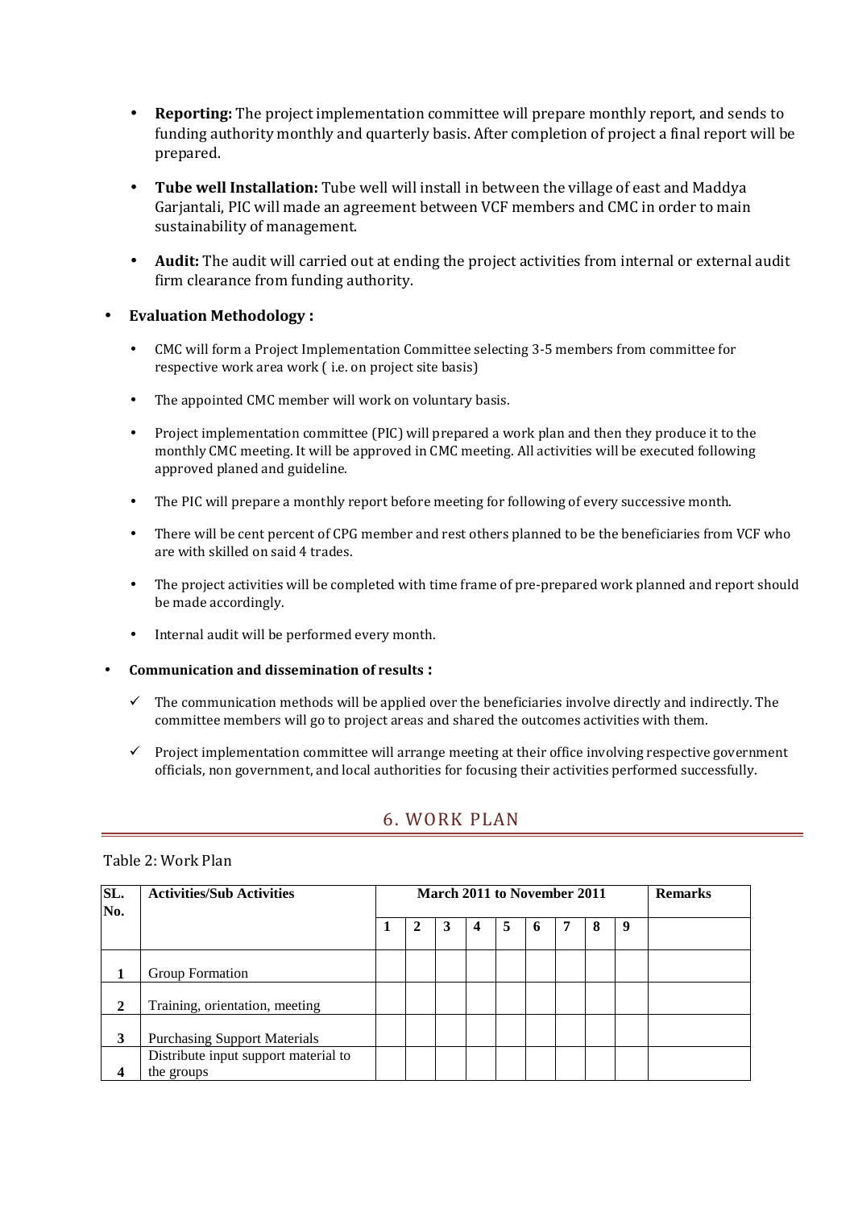- **Reporting:** The project implementation committee will prepare monthly report, and sends to funding authority monthly and quarterly basis. After completion of project a final report will be prepared.

- **Tube well Installation:** Tube well will install in between the village of east and Maddya Garjantali, PIC will made an agreement between VCF members and CMC in order to main sustainability of management.

- **Audit:** The audit will carried out at ending the project activities from internal or external audit firm clearance from funding authority.

- **Evaluation Methodology :**

  - CMC will form a Project Implementation Committee selecting 3-5 members from committee for respective work area work ( i.e. on project site basis)
  - The appointed CMC member will work on voluntary basis.
  - Project implementation committee (PIC) will prepared a work plan and then they produce it to the monthly CMC meeting. It will be approved in CMC meeting. All activities will be executed following approved planed and guideline.
  - The PIC will prepare a monthly report before meeting for following of every successive month.
  - There will be cent percent of CPG member and rest others planned to be the beneficiaries from VCF who are with skilled on said 4 trades.
  - The project activities will be completed with time frame of pre-prepared work planned and report should be made accordingly.
  - Internal audit will be performed every month.

- **Communication and dissemination of results :**

  - ✓ The communication methods will be applied over the beneficiaries involve directly and indirectly. The committee members will go to project areas and shared the outcomes activities with them.
  - ✓ Project implementation committee will arrange meeting at their office involving respective government officials, non government, and local authorities for focusing their activities performed successfully.

## 6. WORK PLAN

Table 2: Work Plan

| SL. No. | Activities/Sub Activities | March 2011 to November 2011 | | | | | | | | | Remarks |
|---|---|---|---|---|---|---|---|---|---|---|---|
| | | 1 | 2 | 3 | 4 | 5 | 6 | 7 | 8 | 9 | |
| 1 | Group Formation | | | | | | | | | | |
| 2 | Training, orientation, meeting | | | | | | | | | | |
| 3 | Purchasing Support Materials | | | | | | | | | | |
| 4 | Distribute input support material to the groups | | | | | | | | | | |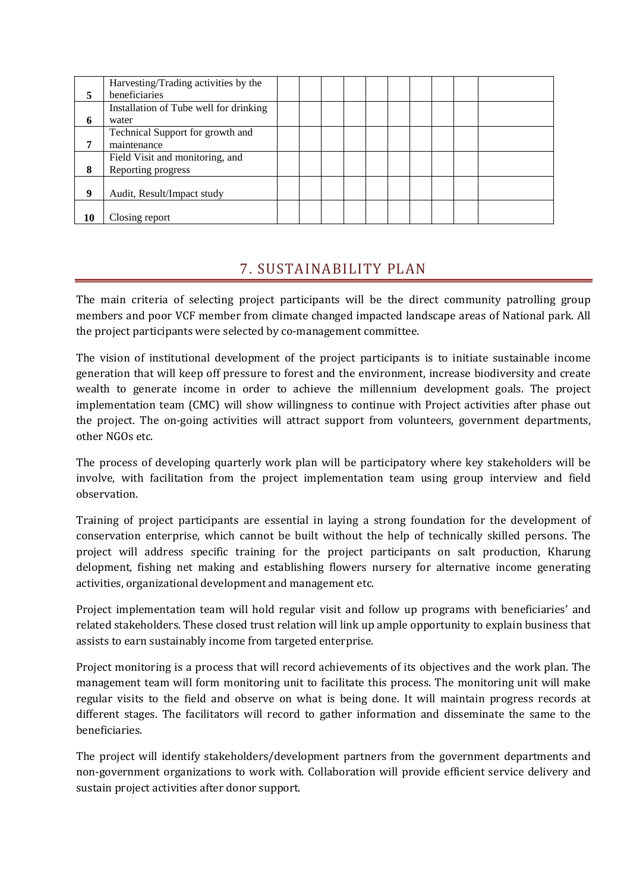| | | | | | | | | | | | |
|---|---|---|---|---|---|---|---|---|---|---|---|
| 5 | Harvesting/Trading activities by the beneficiaries | | | | | | | | | | |
| 6 | Installation of Tube well for drinking water | | | | | | | | | | |
| 7 | Technical Support for growth and maintenance | | | | | | | | | | |
| 8 | Field Visit and monitoring, and Reporting progress | | | | | | | | | | |
| 9 | Audit, Result/Impact study | | | | | | | | | | |
| 10 | Closing report | | | | | | | | | | |

## 7. SUSTAINABILITY PLAN

The main criteria of selecting project participants will be the direct community patrolling group members and poor VCF member from climate changed impacted landscape areas of National park. All the project participants were selected by co-management committee.

The vision of institutional development of the project participants is to initiate sustainable income generation that will keep off pressure to forest and the environment, increase biodiversity and create wealth to generate income in order to achieve the millennium development goals. The project implementation team (CMC) will show willingness to continue with Project activities after phase out the project. The on-going activities will attract support from volunteers, government departments, other NGOs etc.

The process of developing quarterly work plan will be participatory where key stakeholders will be involve, with facilitation from the project implementation team using group interview and field observation.

Training of project participants are essential in laying a strong foundation for the development of conservation enterprise, which cannot be built without the help of technically skilled persons. The project will address specific training for the project participants on salt production, Kharung delopment, fishing net making and establishing flowers nursery for alternative income generating activities, organizational development and management etc.

Project implementation team will hold regular visit and follow up programs with beneficiaries' and related stakeholders. These closed trust relation will link up ample opportunity to explain business that assists to earn sustainably income from targeted enterprise.

Project monitoring is a process that will record achievements of its objectives and the work plan. The management team will form monitoring unit to facilitate this process. The monitoring unit will make regular visits to the field and observe on what is being done. It will maintain progress records at different stages. The facilitators will record to gather information and disseminate the same to the beneficiaries.

The project will identify stakeholders/development partners from the government departments and non-government organizations to work with. Collaboration will provide efficient service delivery and sustain project activities after donor support.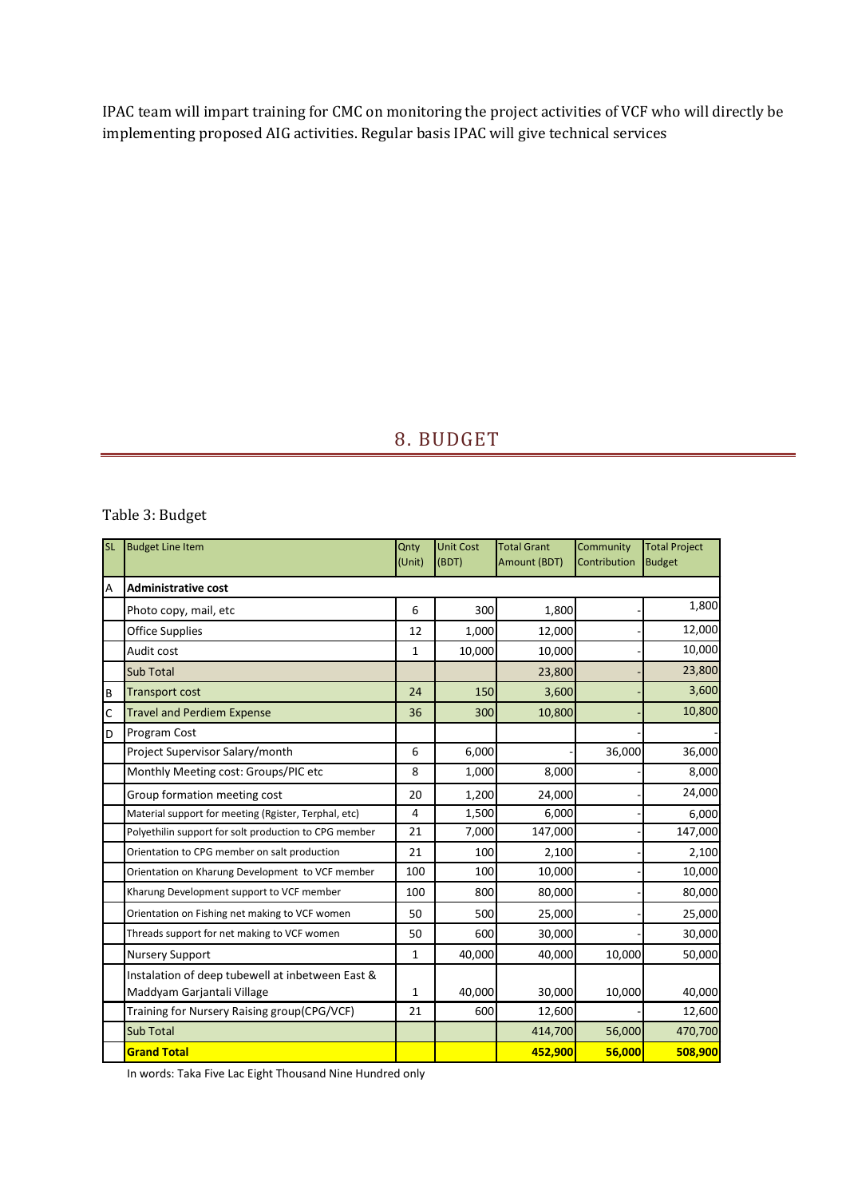IPAC team will impart training for CMC on monitoring the project activities of VCF who will directly be implementing proposed AIG activities. Regular basis IPAC will give technical services

# 8. BUDGET

Table 3: Budget

| SL | Budget Line Item | Qnty (Unit) | Unit Cost (BDT) | Total Grant Amount (BDT) | Community Contribution | Total Project Budget |
|---|---|---|---|---|---|---|
| A | **Administrative cost** | | | | | |
| | Photo copy, mail, etc | 6 | 300 | 1,800 | - | 1,800 |
| | Office Supplies | 12 | 1,000 | 12,000 | - | 12,000 |
| | Audit cost | 1 | 10,000 | 10,000 | - | 10,000 |
| | Sub Total | | | 23,800 | - | 23,800 |
| B | Transport cost | 24 | 150 | 3,600 | - | 3,600 |
| C | Travel and Perdiem Expense | 36 | 300 | 10,800 | - | 10,800 |
| D | Program Cost | | | | - | - |
| | Project Supervisor Salary/month | 6 | 6,000 | - | 36,000 | 36,000 |
| | Monthly Meeting cost: Groups/PIC etc | 8 | 1,000 | 8,000 | - | 8,000 |
| | Group formation meeting cost | 20 | 1,200 | 24,000 | - | 24,000 |
| | Material support for meeting (Rgister, Terphal, etc) | 4 | 1,500 | 6,000 | - | 6,000 |
| | Polyethilin support for solt production to CPG member | 21 | 7,000 | 147,000 | - | 147,000 |
| | Orientation to CPG member on salt production | 21 | 100 | 2,100 | - | 2,100 |
| | Orientation on Kharung Development to VCF member | 100 | 100 | 10,000 | - | 10,000 |
| | Kharung Development support to VCF member | 100 | 800 | 80,000 | - | 80,000 |
| | Orientation on Fishing net making to VCF women | 50 | 500 | 25,000 | - | 25,000 |
| | Threads support for net making to VCF women | 50 | 600 | 30,000 | - | 30,000 |
| | Nursery Support | 1 | 40,000 | 40,000 | 10,000 | 50,000 |
| | Instalation of deep tubewell at inbetween East & Maddyam Garjantali Village | 1 | 40,000 | 30,000 | 10,000 | 40,000 |
| | Training for Nursery Raising group(CPG/VCF) | 21 | 600 | 12,600 | - | 12,600 |
| | Sub Total | | | 414,700 | 56,000 | 470,700 |
| | **Grand Total** | | | **452,900** | **56,000** | **508,900** |

In words: Taka Five Lac Eight Thousand Nine Hundred only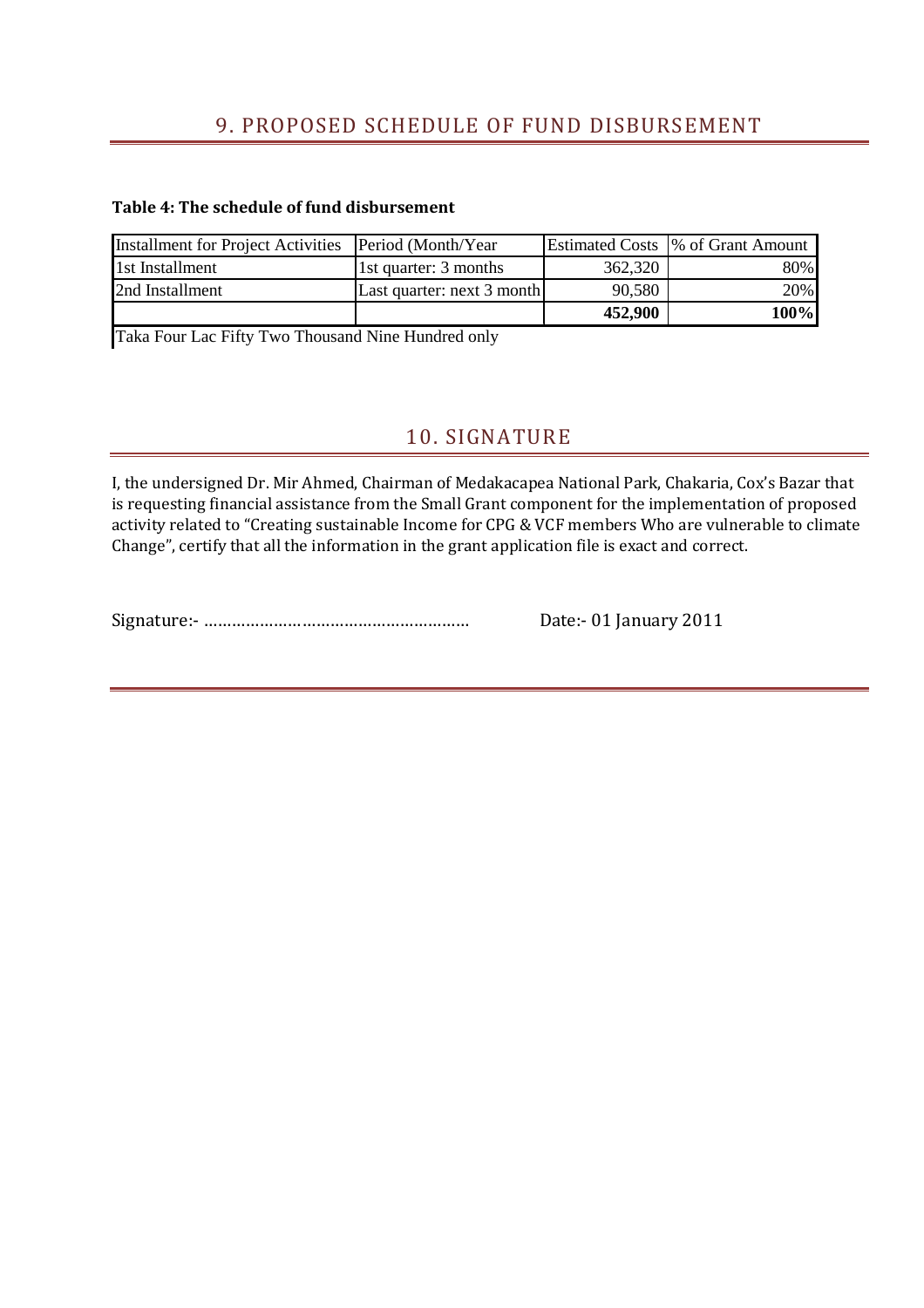## 9. PROPOSED SCHEDULE OF FUND DISBURSEMENT

**Table 4: The schedule of fund disbursement**

| Installment for Project Activities | Period (Month/Year | Estimated Costs | % of Grant Amount |
|---|---|---|---|
| 1st Installment | 1st quarter: 3 months | 362,320 | 80% |
| 2nd Installment | Last quarter: next 3 month | 90,580 | 20% |
| | | **452,900** | **100%** |

Taka Four Lac Fifty Two Thousand Nine Hundred only

## 10. SIGNATURE

I, the undersigned Dr. Mir Ahmed, Chairman of Medakacapea National Park, Chakaria, Cox's Bazar that is requesting financial assistance from the Small Grant component for the implementation of proposed activity related to "Creating sustainable Income for CPG & VCF members Who are vulnerable to climate Change", certify that all the information in the grant application file is exact and correct.

Signature:- …………………………………………………    Date:- 01 January 2011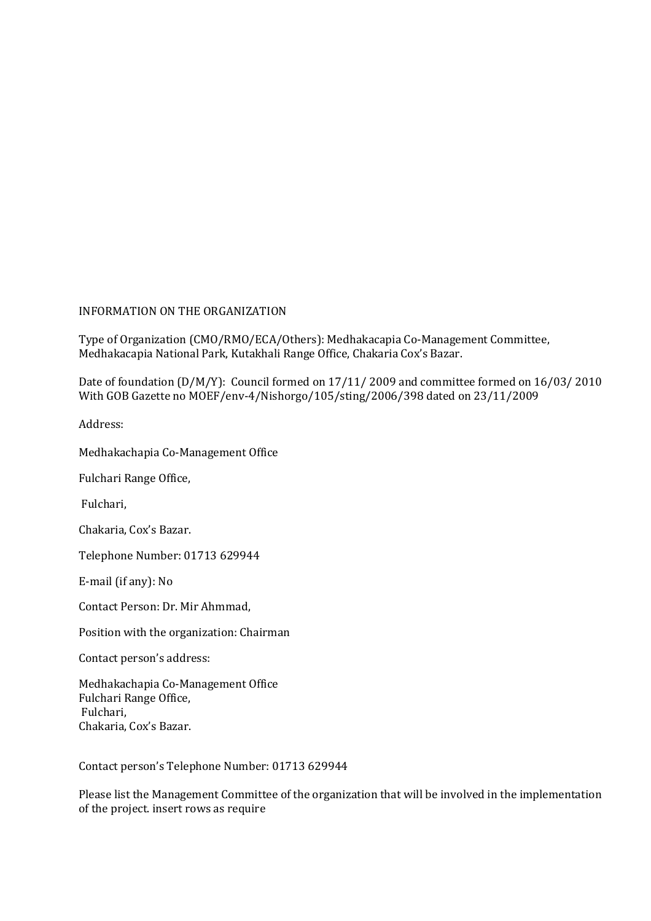INFORMATION ON THE ORGANIZATION

Type of Organization (CMO/RMO/ECA/Others): Medhakacapia Co-Management Committee, Medhakacapia National Park, Kutakhali Range Office, Chakaria Cox's Bazar.

Date of foundation (D/M/Y): Council formed on 17/11/ 2009 and committee formed on 16/03/ 2010 With GOB Gazette no MOEF/env-4/Nishorgo/105/sting/2006/398 dated on 23/11/2009

Address:

Medhakachapia Co-Management Office

Fulchari Range Office,

Fulchari,

Chakaria, Cox's Bazar.

Telephone Number: 01713 629944

E-mail (if any): No

Contact Person: Dr. Mir Ahmmad,

Position with the organization: Chairman

Contact person's address:

Medhakachapia Co-Management Office
Fulchari Range Office,
Fulchari,
Chakaria, Cox's Bazar.

Contact person's Telephone Number: 01713 629944

Please list the Management Committee of the organization that will be involved in the implementation of the project. insert rows as require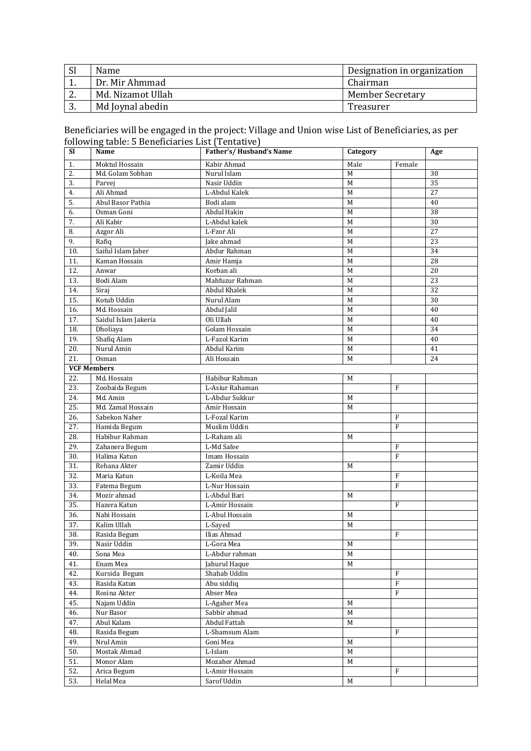| Sl | Name | Designation in organization |
|---|---|---|
| 1. | Dr. Mir Ahmmad | Chairman |
| 2. | Md. Nizamot Ullah | Member Secretary |
| 3. | Md Joynal abedin | Treasurer |

Beneficiaries will be engaged in the project: Village and Union wise List of Beneficiaries, as per following table: 5 Beneficiaries List (Tentative)

| Sl | Name | Father's/ Husband's Name | Category | | Age |
|---|---|---|---|---|---|
| 1. | Moktul Hossain | Kabir Ahmad | Male | Female | |
| 2. | Md. Golam Sobhan | Nurul Islam | M | | 30 |
| 3. | Parvej | Nasir Uddin | M | | 35 |
| 4. | Ali Ahmad | L-Abdul Kalek | M | | 27 |
| 5. | Abul Basor Pathia | Bodi alam | M | | 40 |
| 6. | Osman Goni | Abdul Hakin | M | | 38 |
| 7. | Ali Kabir | L-Abdul kalek | M | | 30 |
| 8. | Azgor Ali | L-Fzor Ali | M | | 27 |
| 9. | Rafiq | Jake ahmad | M | | 23 |
| 10. | Saiful Islam Jaber | Abdur Rahman | M | | 34 |
| 11. | Kaman Hossain | Amir Hamja | M | | 28 |
| 12. | Anwar | Korban ali | M | | 20 |
| 13. | Bodi Alam | Mahfuzur Rahman | M | | 23 |
| 14. | Siraj | Abdul Khalek | M | | 32 |
| 15. | Kotub Uddin | Nurul Alam | M | | 30 |
| 16. | Md. Hossain | Abdul Jalil | M | | 40 |
| 17. | Saidul Islam Jakeria | Oli Ullah | M | | 40 |
| 18. | Dholiaya | Golam Hossain | M | | 34 |
| 19. | Shafiq Alam | L-Fazol Karim | M | | 40 |
| 20. | Nurul Amin | Abdul Karim | M | | 41 |
| 21. | Osman | Ali Hossain | M | | 24 |
| **VCF Members** | | | | | |
| 22. | Md. Hossain | Habibur Rahman | M | | |
| 23. | Zoobaida Begum | L-Asiur Rahaman | | F | |
| 24. | Md. Amin | L-Abdur Sukkur | M | | |
| 25. | Md. Zamal Hossain | Amir Hossain | M | | |
| 26. | Sabekon Naher | L-Fozal Karim | | F | |
| 27. | Hamida Begum | Muslim Uddin | | F | |
| 28. | Habibur Rahman | L-Raham ali | M | | |
| 29. | Zahanera Begum | L-Md Safee | | F | |
| 30. | Halima Katun | Imam Hossain | | F | |
| 31. | Rehana Akter | Zamir Uddin | M | | |
| 32. | Maria Katun | L-Koila Mea | | F | |
| 33. | Fatema Begum | L-Nur Hossain | | F | |
| 34. | Mozir ahmad | L-Abdul Bari | M | | |
| 35. | Hazera Katun | L-Amir Hossain | | F | |
| 36. | Nabi Hossain | L-Abul Hossain | M | | |
| 37. | Kalim Ullah | L-Sayed | M | | |
| 38. | Rasida Begum | Ilias Ahmad | | F | |
| 39. | Nasir Uddin | L-Gora Mea | M | | |
| 40. | Sona Mea | L-Abdur rahman | M | | |
| 41. | Enam Mea | Jahurul Haque | M | | |
| 42. | Kursida Begum | Shahab Uddin | | F | |
| 43. | Rasida Katun | Abu siddiq | | F | |
| 44. | Rosina Akter | Abser Mea | | F | |
| 45. | Najam Uddin | L-Agaher Mea | M | | |
| 46. | Nur Basor | Sabbir ahmad | M | | |
| 47. | Abul Kalam | Abdul Fattah | M | | |
| 48. | Rasida Begum | L-Shamsum Alam | | F | |
| 49. | Nrul Amin | Goni Mea | M | | |
| 50. | Mostak Ahmad | L-Islam | M | | |
| 51. | Monor Alam | Mozaher Ahmad | M | | |
| 52. | Arica Begum | L-Amir Hossain | | F | |
| 53. | Helal Mea | Sarof Uddin | M | | |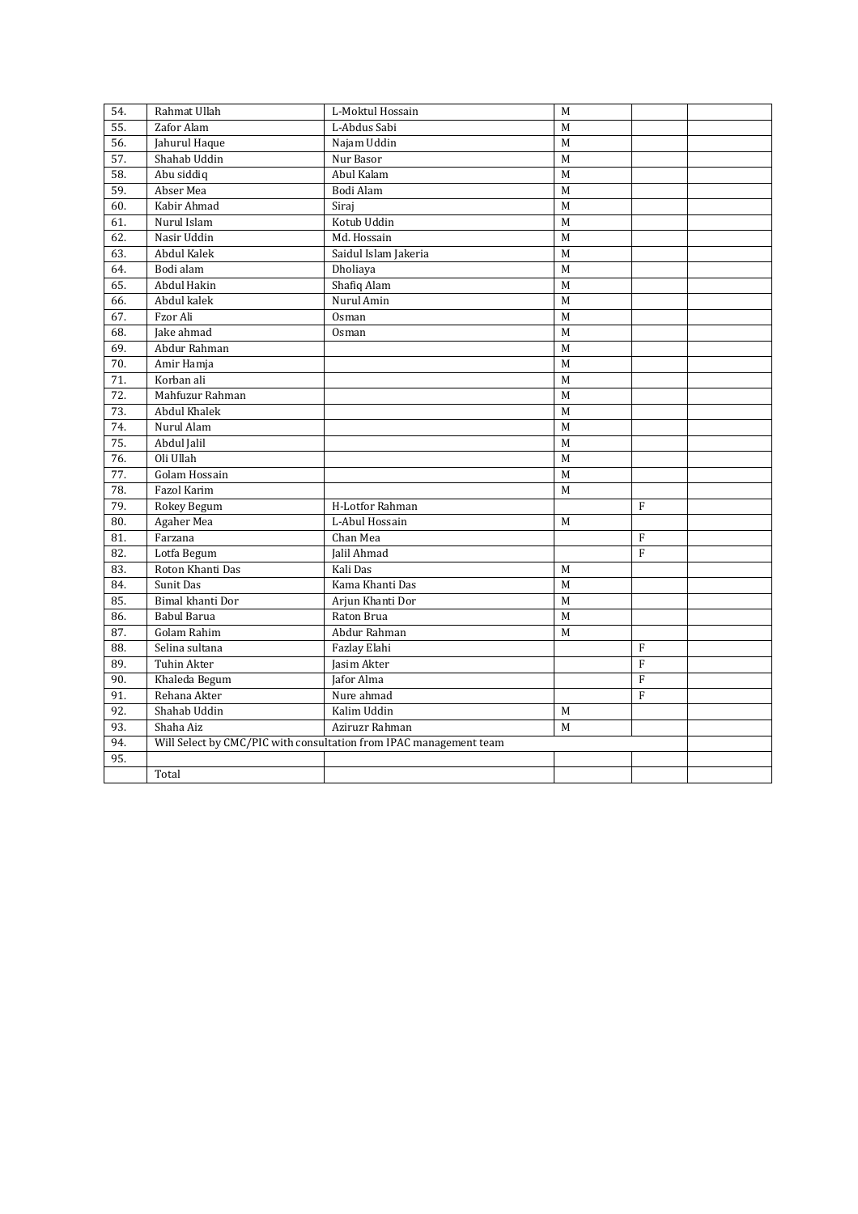| | | | | | |
|---|---|---|---|---|---|
| 54. | Rahmat Ullah | L-Moktul Hossain | M | | |
| 55. | Zafor Alam | L-Abdus Sabi | M | | |
| 56. | Jahurul Haque | Najam Uddin | M | | |
| 57. | Shahab Uddin | Nur Basor | M | | |
| 58. | Abu siddiq | Abul Kalam | M | | |
| 59. | Abser Mea | Bodi Alam | M | | |
| 60. | Kabir Ahmad | Siraj | M | | |
| 61. | Nurul Islam | Kotub Uddin | M | | |
| 62. | Nasir Uddin | Md. Hossain | M | | |
| 63. | Abdul Kalek | Saidul Islam Jakeria | M | | |
| 64. | Bodi alam | Dholiaya | M | | |
| 65. | Abdul Hakin | Shafiq Alam | M | | |
| 66. | Abdul kalek | Nurul Amin | M | | |
| 67. | Fzor Ali | Osman | M | | |
| 68. | Jake ahmad | Osman | M | | |
| 69. | Abdur Rahman | | M | | |
| 70. | Amir Hamja | | M | | |
| 71. | Korban ali | | M | | |
| 72. | Mahfuzur Rahman | | M | | |
| 73. | Abdul Khalek | | M | | |
| 74. | Nurul Alam | | M | | |
| 75. | Abdul Jalil | | M | | |
| 76. | Oli Ullah | | M | | |
| 77. | Golam Hossain | | M | | |
| 78. | Fazol Karim | | M | | |
| 79. | Rokey Begum | H-Lotfor Rahman | | F | |
| 80. | Agaher Mea | L-Abul Hossain | M | | |
| 81. | Farzana | Chan Mea | | F | |
| 82. | Lotfa Begum | Jalil Ahmad | | F | |
| 83. | Roton Khanti Das | Kali Das | M | | |
| 84. | Sunit Das | Kama Khanti Das | M | | |
| 85. | Bimal khanti Dor | Arjun Khanti Dor | M | | |
| 86. | Babul Barua | Raton Brua | M | | |
| 87. | Golam Rahim | Abdur Rahman | M | | |
| 88. | Selina sultana | Fazlay Elahi | | F | |
| 89. | Tuhin Akter | Jasim Akter | | F | |
| 90. | Khaleda Begum | Jafor Alma | | F | |
| 91. | Rehana Akter | Nure ahmad | | F | |
| 92. | Shahab Uddin | Kalim Uddin | M | | |
| 93. | Shaha Aiz | Aziruzr Rahman | M | | |
| 94. | Will Select by CMC/PIC with consultation from IPAC management team | | | | |
| 95. | | | | | |
| | Total | | | | |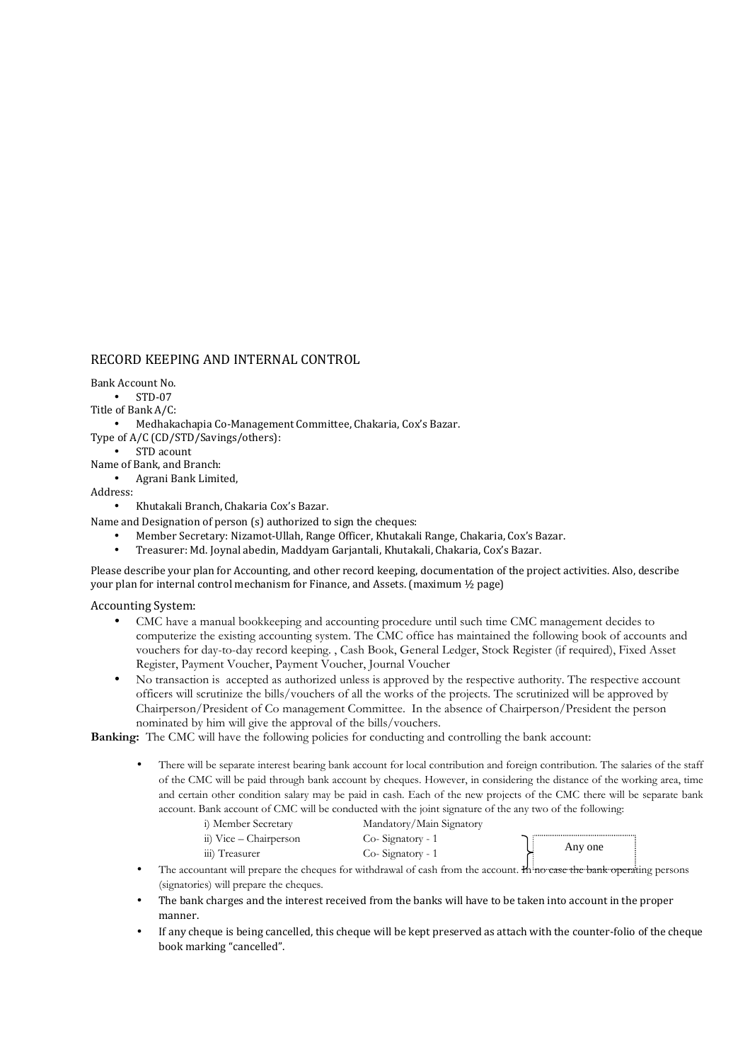## RECORD KEEPING AND INTERNAL CONTROL

Bank Account No.

- STD-07

Title of Bank A/C:

- Medhakachapia Co-Management Committee, Chakaria, Cox's Bazar.

Type of A/C (CD/STD/Savings/others):

- STD acount

Name of Bank, and Branch:

- Agrani Bank Limited,

Address:

- Khutakali Branch, Chakaria Cox's Bazar.

Name and Designation of person (s) authorized to sign the cheques:

- Member Secretary: Nizamot-Ullah, Range Officer, Khutakali Range, Chakaria, Cox's Bazar.
- Treasurer: Md. Joynal abedin, Maddyam Garjantali, Khutakali, Chakaria, Cox's Bazar.

Please describe your plan for Accounting, and other record keeping, documentation of the project activities. Also, describe your plan for internal control mechanism for Finance, and Assets. (maximum ½ page)

### Accounting System:

- CMC have a manual bookkeeping and accounting procedure until such time CMC management decides to computerize the existing accounting system. The CMC office has maintained the following book of accounts and vouchers for day-to-day record keeping. , Cash Book, General Ledger, Stock Register (if required), Fixed Asset Register, Payment Voucher, Payment Voucher, Journal Voucher
- No transaction is accepted as authorized unless is approved by the respective authority. The respective account officers will scrutinize the bills/vouchers of all the works of the projects. The scrutinized will be approved by Chairperson/President of Co management Committee. In the absence of Chairperson/President the person nominated by him will give the approval of the bills/vouchers.

**Banking:** The CMC will have the following policies for conducting and controlling the bank account:

- There will be separate interest bearing bank account for local contribution and foreign contribution. The salaries of the staff of the CMC will be paid through bank account by cheques. However, in considering the distance of the working area, time and certain other condition salary may be paid in cash. Each of the new projects of the CMC there will be separate bank account. Bank account of CMC will be conducted with the joint signature of the any two of the following:

| | | |
|---|---|---|
| i) Member Secretary | Mandatory/Main Signatory | |
| ii) Vice – Chairperson | Co- Signatory - 1 | Any one |
| iii) Treasurer | Co- Signatory - 1 | |

- The accountant will prepare the cheques for withdrawal of cash from the account. In no case the bank operating persons (signatories) will prepare the cheques.
- The bank charges and the interest received from the banks will have to be taken into account in the proper manner.
- If any cheque is being cancelled, this cheque will be kept preserved as attach with the counter-folio of the cheque book marking "cancelled".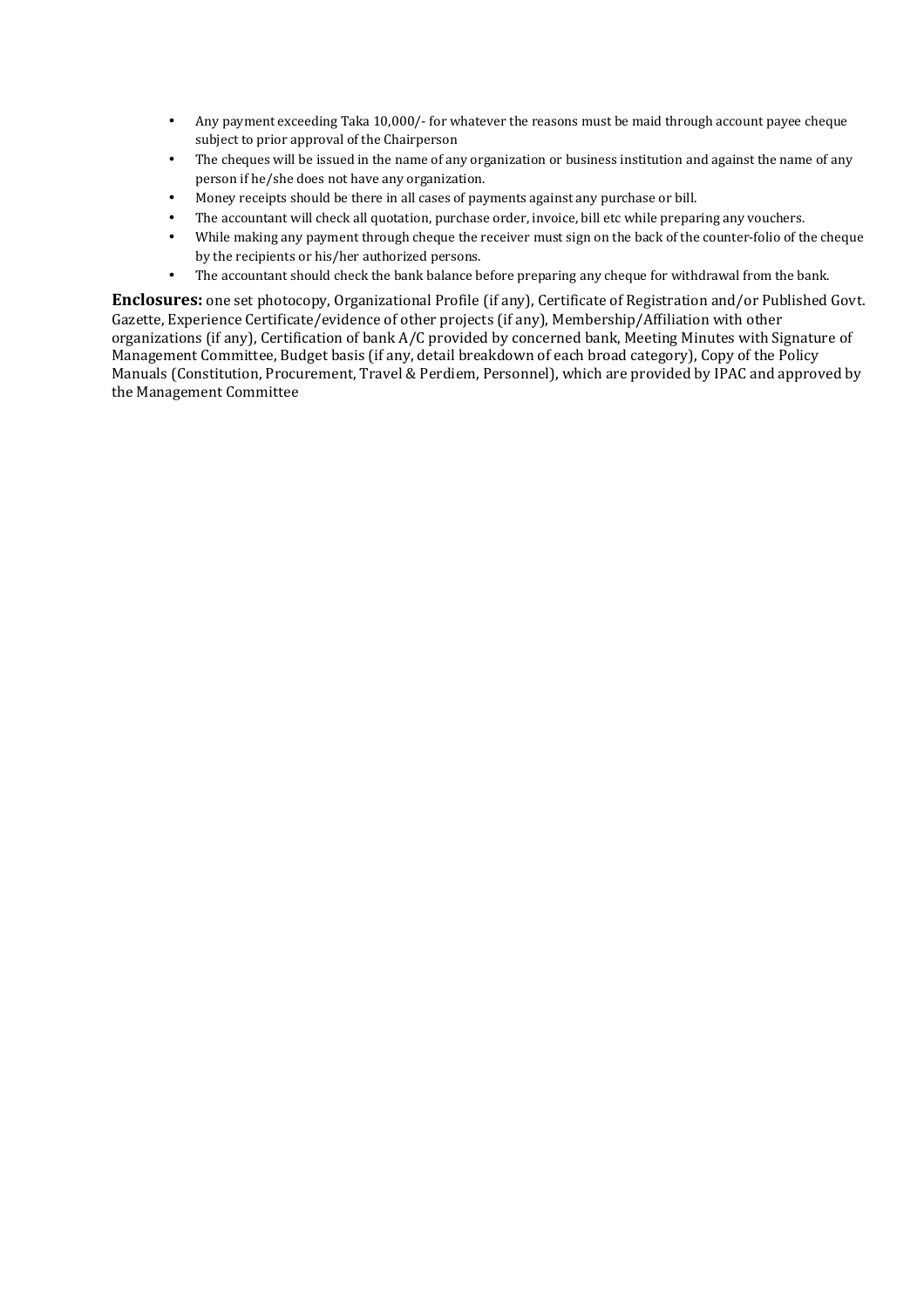- Any payment exceeding Taka 10,000/- for whatever the reasons must be maid through account payee cheque subject to prior approval of the Chairperson
- The cheques will be issued in the name of any organization or business institution and against the name of any person if he/she does not have any organization.
- Money receipts should be there in all cases of payments against any purchase or bill.
- The accountant will check all quotation, purchase order, invoice, bill etc while preparing any vouchers.
- While making any payment through cheque the receiver must sign on the back of the counter-folio of the cheque by the recipients or his/her authorized persons.
- The accountant should check the bank balance before preparing any cheque for withdrawal from the bank.

**Enclosures:** one set photocopy, Organizational Profile (if any), Certificate of Registration and/or Published Govt. Gazette, Experience Certificate/evidence of other projects (if any), Membership/Affiliation with other organizations (if any), Certification of bank A/C provided by concerned bank, Meeting Minutes with Signature of Management Committee, Budget basis (if any, detail breakdown of each broad category), Copy of the Policy Manuals (Constitution, Procurement, Travel & Perdiem, Personnel), which are provided by IPAC and approved by the Management Committee